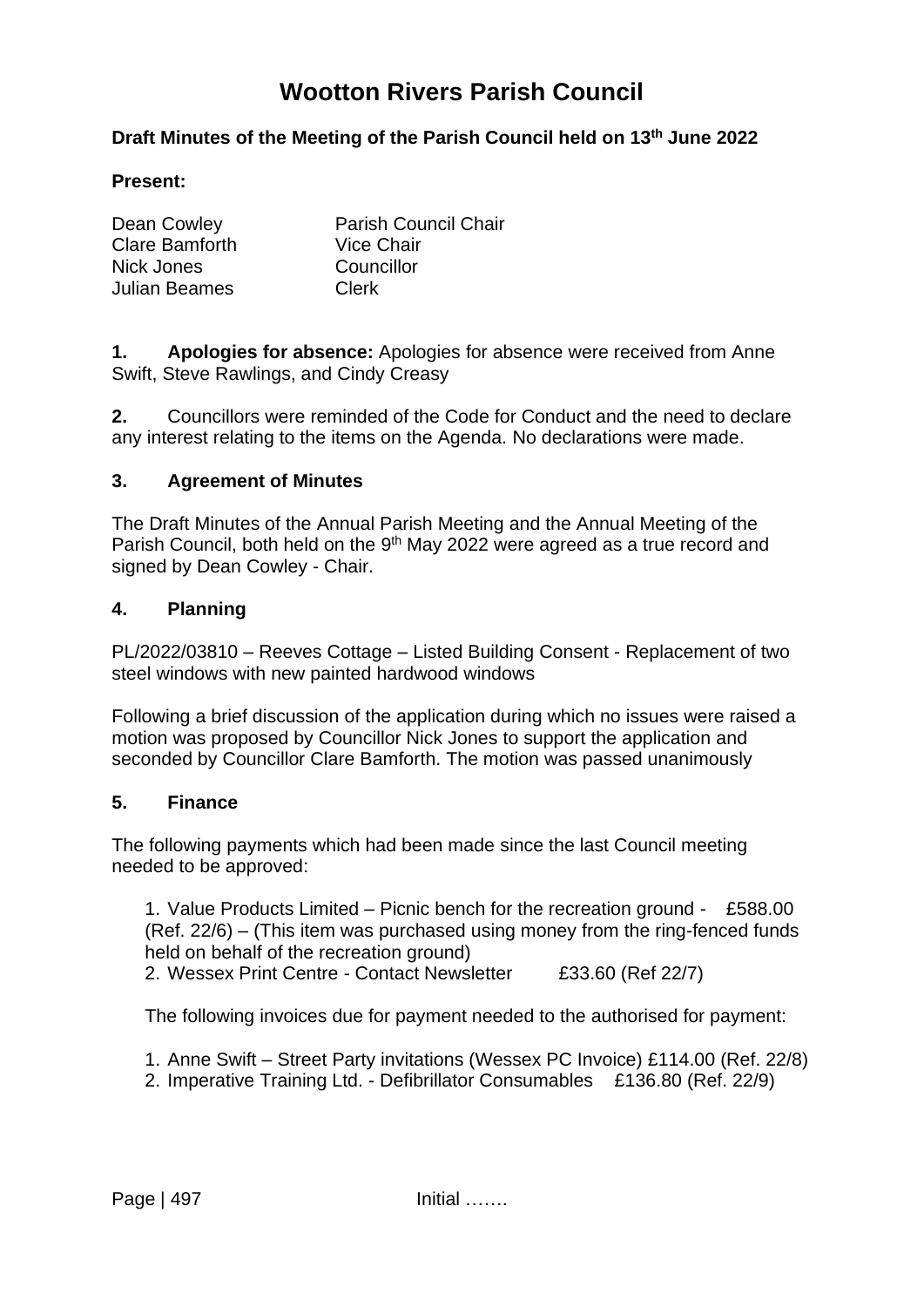# Wootton Rivers Parish Council

**Draft Minutes of the Meeting of the Parish Council held on 13th June 2022**

**Present:**

| | |
|---|---|
| Dean Cowley | Parish Council Chair |
| Clare Bamforth | Vice Chair |
| Nick Jones | Councillor |
| Julian Beames | Clerk |

**1. Apologies for absence:** Apologies for absence were received from Anne Swift, Steve Rawlings, and Cindy Creasy

**2.** Councillors were reminded of the Code for Conduct and the need to declare any interest relating to the items on the Agenda. No declarations were made.

### 3. Agreement of Minutes

The Draft Minutes of the Annual Parish Meeting and the Annual Meeting of the Parish Council, both held on the 9th May 2022 were agreed as a true record and signed by Dean Cowley - Chair.

### 4. Planning

PL/2022/03810 – Reeves Cottage – Listed Building Consent - Replacement of two steel windows with new painted hardwood windows

Following a brief discussion of the application during which no issues were raised a motion was proposed by Councillor Nick Jones to support the application and seconded by Councillor Clare Bamforth. The motion was passed unanimously

### 5. Finance

The following payments which had been made since the last Council meeting needed to be approved:

1. Value Products Limited – Picnic bench for the recreation ground - £588.00 (Ref. 22/6) – (This item was purchased using money from the ring-fenced funds held on behalf of the recreation ground)
2. Wessex Print Centre - Contact Newsletter £33.60 (Ref 22/7)

The following invoices due for payment needed to the authorised for payment:

1. Anne Swift – Street Party invitations (Wessex PC Invoice) £114.00 (Ref. 22/8)
2. Imperative Training Ltd. - Defibrillator Consumables £136.80 (Ref. 22/9)

Initial …….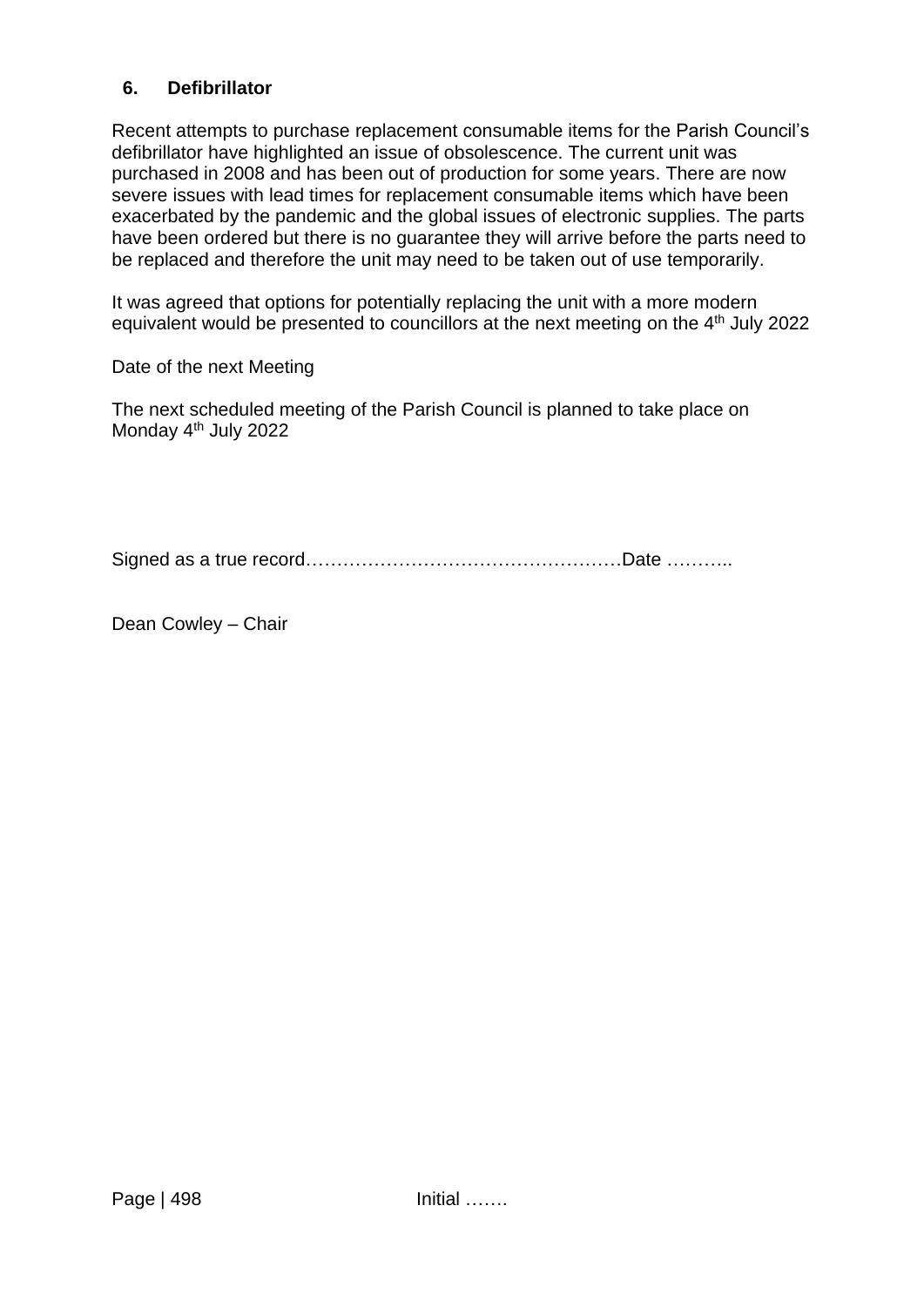## 6. Defibrillator

Recent attempts to purchase replacement consumable items for the Parish Council's defibrillator have highlighted an issue of obsolescence. The current unit was purchased in 2008 and has been out of production for some years. There are now severe issues with lead times for replacement consumable items which have been exacerbated by the pandemic and the global issues of electronic supplies. The parts have been ordered but there is no guarantee they will arrive before the parts need to be replaced and therefore the unit may need to be taken out of use temporarily.

It was agreed that options for potentially replacing the unit with a more modern equivalent would be presented to councillors at the next meeting on the 4th July 2022

Date of the next Meeting

The next scheduled meeting of the Parish Council is planned to take place on Monday 4th July 2022

Signed as a true record……………………………………………Date ………..

Dean Cowley – Chair

Initial …….